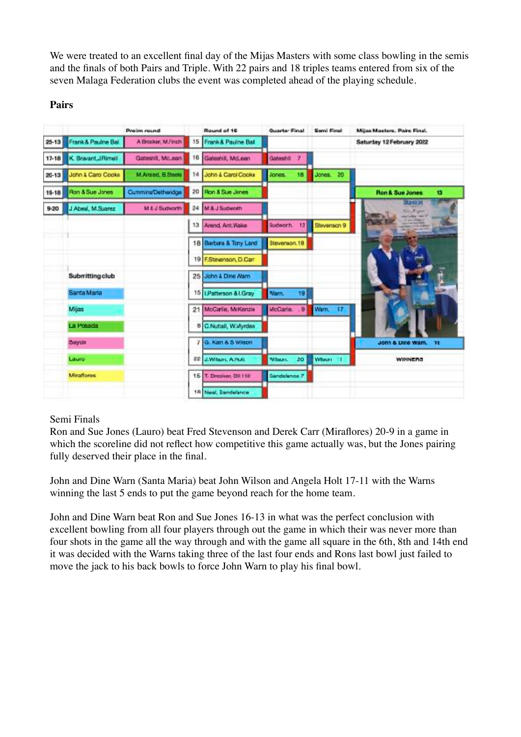We were treated to an excellent final day of the Mijas Masters with some class bowling in the semis and the finals of both Pairs and Triple. With 22 pairs and 18 triples teams entered from six of the seven Malaga Federation clubs the event was completed ahead of the playing schedule.

**Pairs**

| | | Prelim round | | Round of 16 | Quarter Final | Semi Final | Mijas Masters. Pairs Final. |
|---|---|---|---|---|---|---|---|
| 25-13 | Frank& Pauline Bal | A Brooker, M.Finch | 15 | Frank & Pauline Bal | | | Saturday 12 February 2022 |
| 17-18 | K. Bravant,J.Rimell | Gateshill, Mc.ean | 16 | Gateshill, McLean | Gateshill 7 | | |
| 20-13 | John & Caro Cooke | M.Ansad, B.Steele | 14 | John & Carol Cooke | Jones. 18 | Jones. 20 | |
| 16-18 | Ron & Sue Jones | Cummins/Detheridge | 20 | Ron & Sue Jones | | | Ron & Sue Jones 13 |
| 9-20 | J Abeal, M.Suarez | M & J Sudworth | 24 | M & J Sudworth | | | |
| | | | 13 | Arend, Ant.Wake | Sudworh. 13 | Stevenson 9 | |
| | | | 18 | Barbara & Tony Land | Stevenson.18 | | |
| | | | 19 | F.Stevenson, D.Carr | | | |
| | Submitting club | | 25 | John & Dine Warn | | | |
| | Santa Maria | | 15 | I.Patterson & I.Gray | Warn. 19 | | |
| | Mijas | | 21 | McCarlie, McKenzie | McCarlie. . 9 | Warn. 17 | |
| | La Posada | | 8 | C.Nuttall, W.Myrdes | | | |
| | Sayde | | 7 | G. Kan & S Wilson | | | John & Dine Warn. 16 |
| | Lauro | | 22 | J.Wilson, A.Holt | Wilson. 20 | Wilson 11 | WINNERS |
| | Miraflores | | 15 | T. Drooker, Bill Hill | Sandelance 7 | | |
| | | | 18 | Neal, Sandelance | | | |

Semi Finals

Ron and Sue Jones (Lauro) beat Fred Stevenson and Derek Carr (Miraflores) 20-9 in a game in which the scoreline did not reflect how competitive this game actually was, but the Jones pairing fully deserved their place in the final.

John and Dine Warn (Santa Maria) beat John Wilson and Angela Holt 17-11 with the Warns winning the last 5 ends to put the game beyond reach for the home team.

John and Dine Warn beat Ron and Sue Jones 16-13 in what was the perfect conclusion with excellent bowling from all four players through out the game in which their was never more than four shots in the game all the way through and with the game all square in the 6th, 8th and 14th end it was decided with the Warns taking three of the last four ends and Rons last bowl just failed to move the jack to his back bowls to force John Warn to play his final bowl.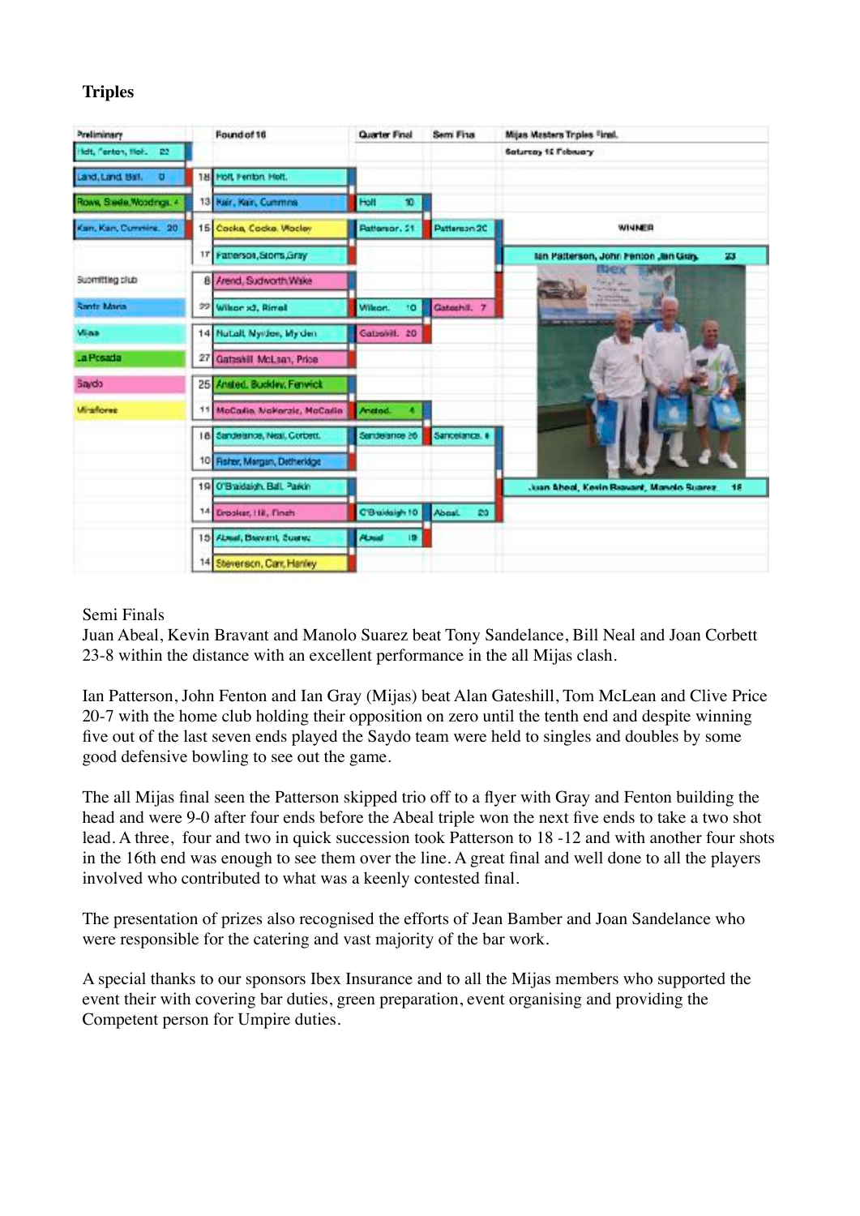**Triples**

| Preliminary | | Round of 16 | Quarter Final | Semi Final | Mijas Masters Triples Final. |
| --- | --- | --- | --- | --- | --- |
| Holt, Fenton, Holt. 22 | | | | | Saturday 15 February |
| Land, Land, Ball. 0 | 18 | Holt, Fenton, Holt. | | | |
| Rowe, Steele, Woodings. 4 | 13 | Kerr, Kerr, Cummins | Holt 10 | | |
| Kerr, Kerr, Cummins. 20 | 15 | Cocks, Cocks, Wooley | Patterson 21 | Patterson 20 | WINNER |
| | 17 | Patterson, Storrs, Gray | | | Ian Patterson, John Fenton, Ian Gray. 23 |
| Submitting club | 8 | Arend, Sudworth, Wake | | | |
| Santa Maria | 22 | Wilson x2, Birrell | Wilson. 10 | Gateshill. 7 | |
| Mijas | 14 | Nuttall, Nyrdon, Myrden | Gateshill. 20 | | |
| La Posada | 27 | Gateshill, McLean, Price | | | |
| Saydo | 25 | Arsted, Buckley, Fenwick | | | |
| Miraflores | 11 | McCallin, McKenzie, McCallin | Arsted. 4 | | |
| | 18 | Sandelance, Neal, Corbett. | Sandelance 26 | Sandelance. 8 | |
| | 10 | Fisher, Morgan, Detheridge | | | |
| | 19 | O'Braidaigh, Ball, Parkin | | | Juan Abeal, Kevin Bravant, Manolo Suarez 16 |
| | 14 | Brooker, Hill, Finch | O'Braidaigh 10 | Abeal 23 | |
| | 15 | Abeal, Bravant, Suarez | Abeal 19 | | |
| | 14 | Steverson, Carr, Hanley | | | |

Semi Finals
Juan Abeal, Kevin Bravant and Manolo Suarez beat Tony Sandelance, Bill Neal and Joan Corbett 23-8 within the distance with an excellent performance in the all Mijas clash.

Ian Patterson, John Fenton and Ian Gray (Mijas) beat Alan Gateshill, Tom McLean and Clive Price 20-7 with the home club holding their opposition on zero until the tenth end and despite winning five out of the last seven ends played the Saydo team were held to singles and doubles by some good defensive bowling to see out the game.

The all Mijas final seen the Patterson skipped trio off to a flyer with Gray and Fenton building the head and were 9-0 after four ends before the Abeal triple won the next five ends to take a two shot lead. A three, four and two in quick succession took Patterson to 18 -12 and with another four shots in the 16th end was enough to see them over the line. A great final and well done to all the players involved who contributed to what was a keenly contested final.

The presentation of prizes also recognised the efforts of Jean Bamber and Joan Sandelance who were responsible for the catering and vast majority of the bar work.

A special thanks to our sponsors Ibex Insurance and to all the Mijas members who supported the event their with covering bar duties, green preparation, event organising and providing the Competent person for Umpire duties.